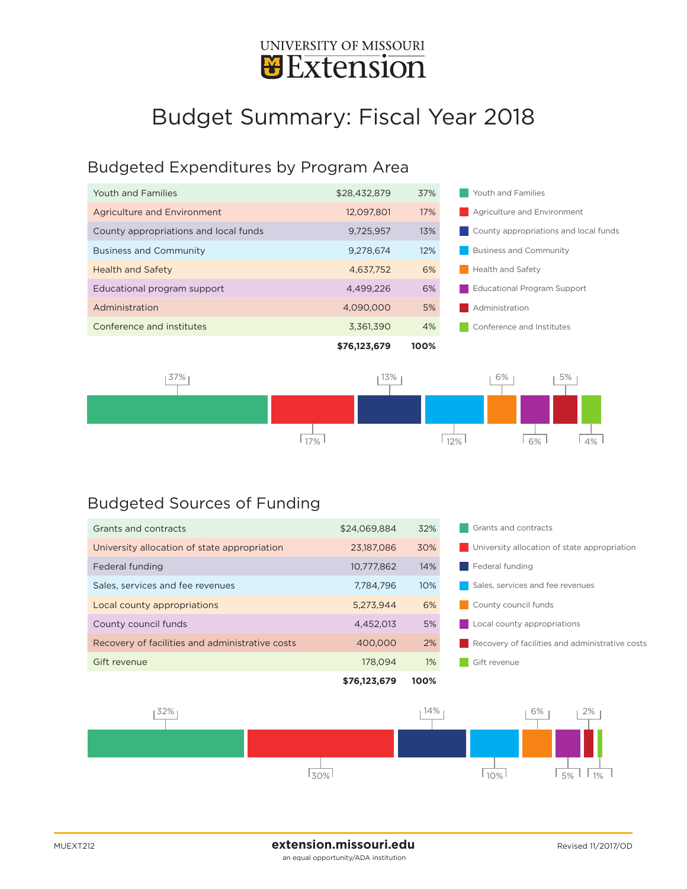UNIVERSITY OF MISSOURI
Extension

# Budget Summary: Fiscal Year 2018

## Budgeted Expenditures by Program Area

| Program Area | Amount | Percent |
|---|---|---|
| Youth and Families | $28,432,879 | 37% |
| Agriculture and Environment | 12,097,801 | 17% |
| County appropriations and local funds | 9,725,957 | 13% |
| Business and Community | 9,278,674 | 12% |
| Health and Safety | 4,637,752 | 6% |
| Educational program support | 4,499,226 | 6% |
| Administration | 4,090,000 | 5% |
| Conference and institutes | 3,361,390 | 4% |
| | **$76,123,679** | **100%** |

- Youth and Families
- Agriculture and Environment
- County appropriations and local funds
- Business and Community
- Health and Safety
- Educational Program Support
- Administration
- Conference and Institutes

37% | 17% | 13% | 12% | 6% | 6% | 5% | 4%

## Budgeted Sources of Funding

| Source | Amount | Percent |
|---|---|---|
| Grants and contracts | $24,069,884 | 32% |
| University allocation of state appropriation | 23,187,086 | 30% |
| Federal funding | 10,777,862 | 14% |
| Sales, services and fee revenues | 7,784,796 | 10% |
| Local county appropriations | 5,273,944 | 6% |
| County council funds | 4,452,013 | 5% |
| Recovery of facilities and administrative costs | 400,000 | 2% |
| Gift revenue | 178,094 | 1% |
| | **$76,123,679** | **100%** |

- Grants and contracts
- University allocation of state appropriation
- Federal funding
- Sales, services and fee revenues
- County council funds
- Local county appropriations
- Recovery of facilities and administrative costs
- Gift revenue

32% | 30% | 14% | 10% | 6% | 5% | 2% | 1%

MUEXT212

**extension.missouri.edu**
an equal opportunity/ADA institution

Revised 11/2017/OD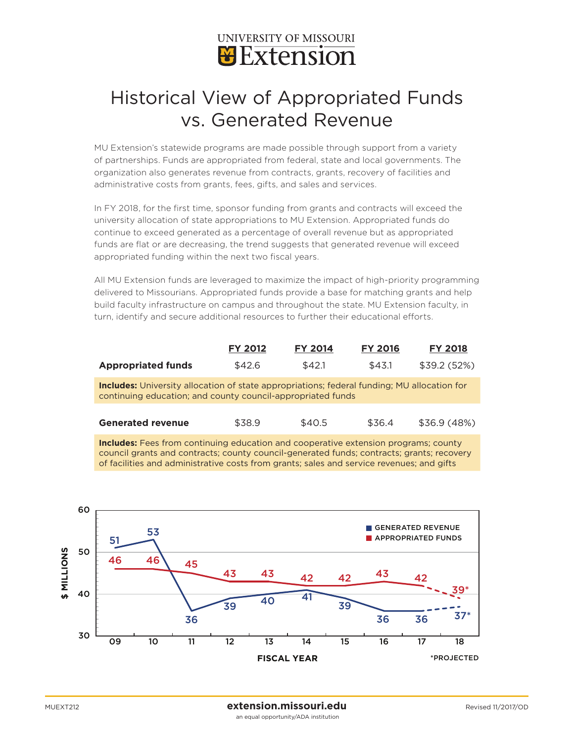UNIVERSITY OF MISSOURI Extension

# Historical View of Appropriated Funds vs. Generated Revenue

MU Extension's statewide programs are made possible through support from a variety of partnerships. Funds are appropriated from federal, state and local governments. The organization also generates revenue from contracts, grants, recovery of facilities and administrative costs from grants, fees, gifts, and sales and services.

In FY 2018, for the first time, sponsor funding from grants and contracts will exceed the university allocation of state appropriations to MU Extension. Appropriated funds do continue to exceed generated as a percentage of overall revenue but as appropriated funds are flat or are decreasing, the trend suggests that generated revenue will exceed appropriated funding within the next two fiscal years.

All MU Extension funds are leveraged to maximize the impact of high-priority programming delivered to Missourians. Appropriated funds provide a base for matching grants and help build faculty infrastructure on campus and throughout the state. MU Extension faculty, in turn, identify and secure additional resources to further their educational efforts.

| | FY 2012 | FY 2014 | FY 2016 | FY 2018 |
|---|---|---|---|---|
| **Appropriated funds** | $42.6 | $42.1 | $43.1 | $39.2 (52%) |
| **Includes:** University allocation of state appropriations; federal funding; MU allocation for continuing education; and county council-appropriated funds | | | | |
| **Generated revenue** | $38.9 | $40.5 | $36.4 | $36.9 (48%) |
| **Includes:** Fees from continuing education and cooperative extension programs; county council grants and contracts; county council-generated funds; contracts; grants; recovery of facilities and administrative costs from grants; sales and service revenues; and gifts | | | | |

GENERATED REVENUE
APPROPRIATED FUNDS

$ MILLIONS

60
50
40
30

09 10 11 12 13 14 15 16 17 18

51 53 36 39 40 41 39 36 36 37*

46 46 45 43 43 42 42 43 42 39*

FISCAL YEAR

*PROJECTED

MUEXT212

extension.missouri.edu

an equal opportunity/ADA institution

Revised 11/2017/OD